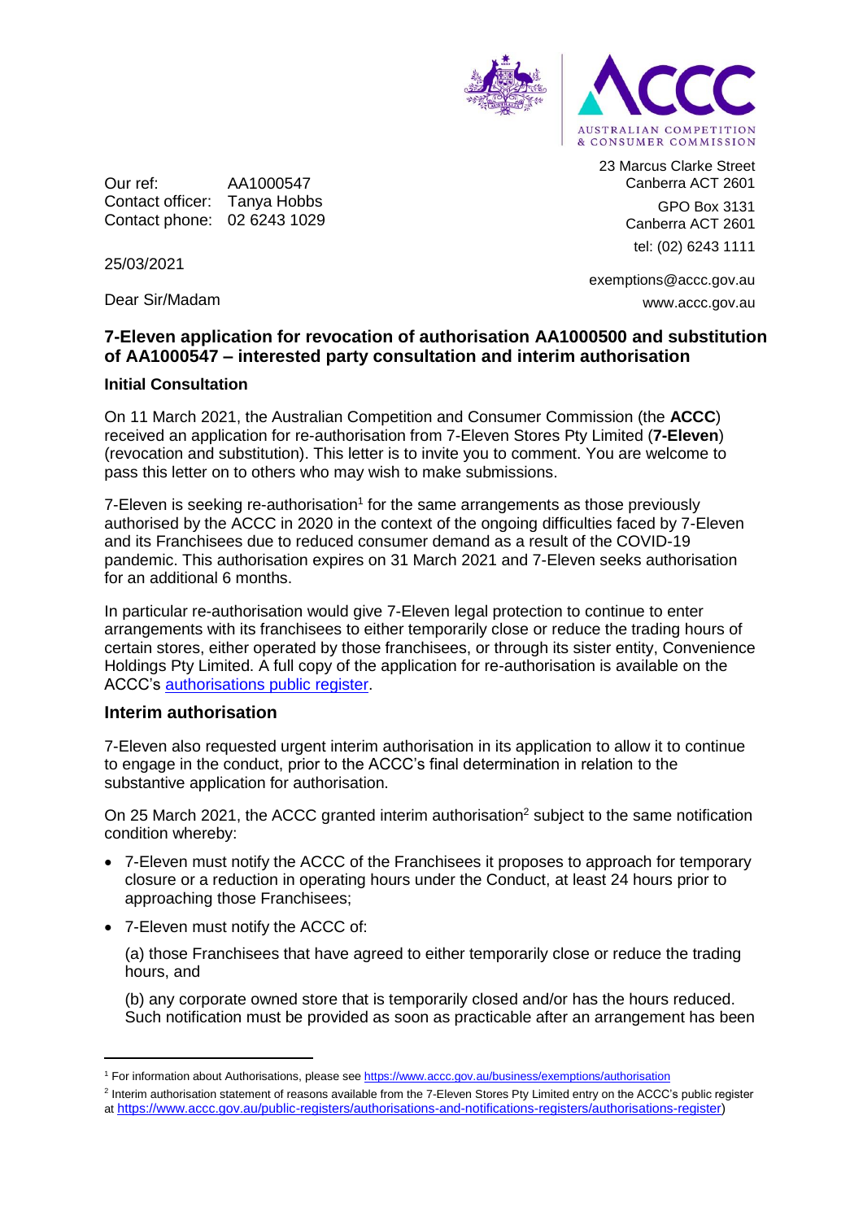AUSTRALIAN COMPETITION & CONSUMER COMMISSION

23 Marcus Clarke Street
Canberra ACT 2601

GPO Box 3131
Canberra ACT 2601

tel: (02) 6243 1111

exemptions@accc.gov.au

www.accc.gov.au

Our ref: AA1000547
Contact officer: Tanya Hobbs
Contact phone: 02 6243 1029

25/03/2021

Dear Sir/Madam

## 7-Eleven application for revocation of authorisation AA1000500 and substitution of AA1000547 – interested party consultation and interim authorisation

### Initial Consultation

On 11 March 2021, the Australian Competition and Consumer Commission (the **ACCC**) received an application for re-authorisation from 7-Eleven Stores Pty Limited (**7-Eleven**) (revocation and substitution). This letter is to invite you to comment. You are welcome to pass this letter on to others who may wish to make submissions.

7-Eleven is seeking re-authorisation[1] for the same arrangements as those previously authorised by the ACCC in 2020 in the context of the ongoing difficulties faced by 7-Eleven and its Franchisees due to reduced consumer demand as a result of the COVID-19 pandemic. This authorisation expires on 31 March 2021 and 7-Eleven seeks authorisation for an additional 6 months.

In particular re-authorisation would give 7-Eleven legal protection to continue to enter arrangements with its franchisees to either temporarily close or reduce the trading hours of certain stores, either operated by those franchisees, or through its sister entity, Convenience Holdings Pty Limited. A full copy of the application for re-authorisation is available on the ACCC's authorisations public register.

### Interim authorisation

7-Eleven also requested urgent interim authorisation in its application to allow it to continue to engage in the conduct, prior to the ACCC's final determination in relation to the substantive application for authorisation.

On 25 March 2021, the ACCC granted interim authorisation[2] subject to the same notification condition whereby:

- 7-Eleven must notify the ACCC of the Franchisees it proposes to approach for temporary closure or a reduction in operating hours under the Conduct, at least 24 hours prior to approaching those Franchisees;
- 7-Eleven must notify the ACCC of:

  (a) those Franchisees that have agreed to either temporarily close or reduce the trading hours, and

  (b) any corporate owned store that is temporarily closed and/or has the hours reduced. Such notification must be provided as soon as practicable after an arrangement has been

[1] For information about Authorisations, please see https://www.accc.gov.au/business/exemptions/authorisation

[2] Interim authorisation statement of reasons available from the 7-Eleven Stores Pty Limited entry on the ACCC's public register at https://www.accc.gov.au/public-registers/authorisations-and-notifications-registers/authorisations-register)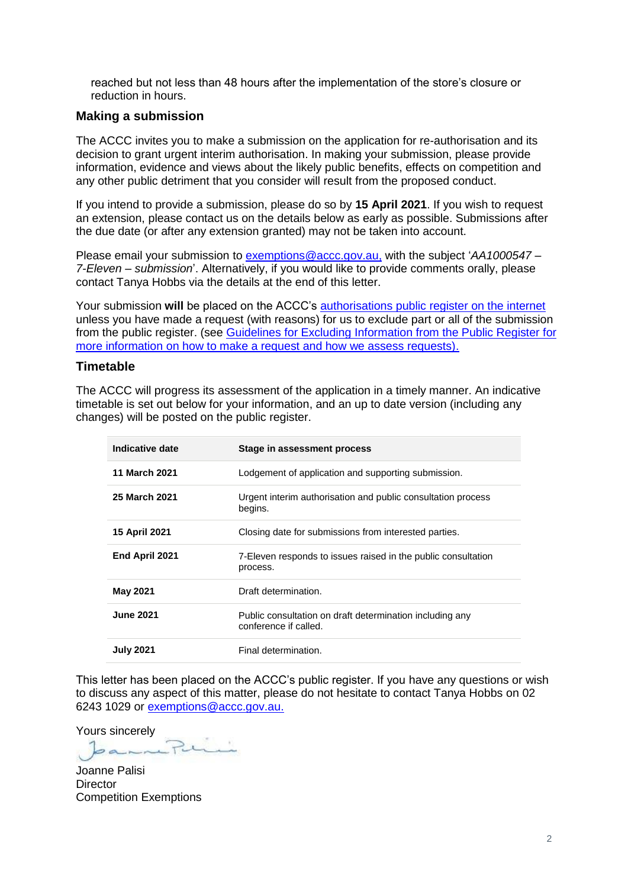reached but not less than 48 hours after the implementation of the store's closure or reduction in hours.

## Making a submission

The ACCC invites you to make a submission on the application for re-authorisation and its decision to grant urgent interim authorisation. In making your submission, please provide information, evidence and views about the likely public benefits, effects on competition and any other public detriment that you consider will result from the proposed conduct.

If you intend to provide a submission, please do so by **15 April 2021**. If you wish to request an extension, please contact us on the details below as early as possible. Submissions after the due date (or after any extension granted) may not be taken into account.

Please email your submission to exemptions@accc.gov.au, with the subject '*AA1000547 – 7-Eleven – submission*'. Alternatively, if you would like to provide comments orally, please contact Tanya Hobbs via the details at the end of this letter.

Your submission **will** be placed on the ACCC's authorisations public register on the internet unless you have made a request (with reasons) for us to exclude part or all of the submission from the public register. (see Guidelines for Excluding Information from the Public Register for more information on how to make a request and how we assess requests).

## Timetable

The ACCC will progress its assessment of the application in a timely manner. An indicative timetable is set out below for your information, and an up to date version (including any changes) will be posted on the public register.

| Indicative date | Stage in assessment process |
|---|---|
| **11 March 2021** | Lodgement of application and supporting submission. |
| **25 March 2021** | Urgent interim authorisation and public consultation process begins. |
| **15 April 2021** | Closing date for submissions from interested parties. |
| **End April 2021** | 7-Eleven responds to issues raised in the public consultation process. |
| **May 2021** | Draft determination. |
| **June 2021** | Public consultation on draft determination including any conference if called. |
| **July 2021** | Final determination. |

This letter has been placed on the ACCC's public register. If you have any questions or wish to discuss any aspect of this matter, please do not hesitate to contact Tanya Hobbs on 02 6243 1029 or exemptions@accc.gov.au.

Yours sincerely

Joanne Palisi
Director
Competition Exemptions